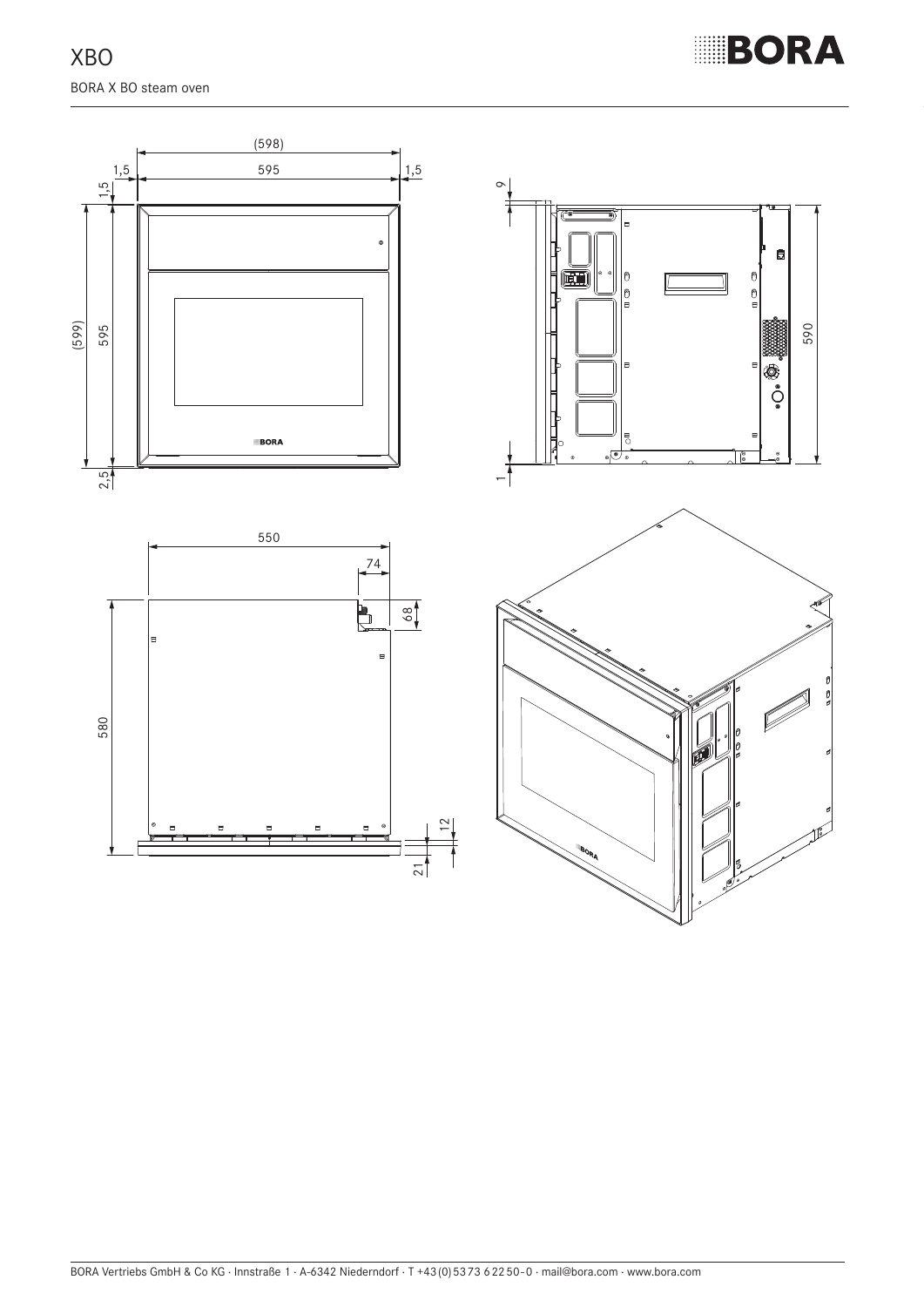# XBO

BORA X BO steam oven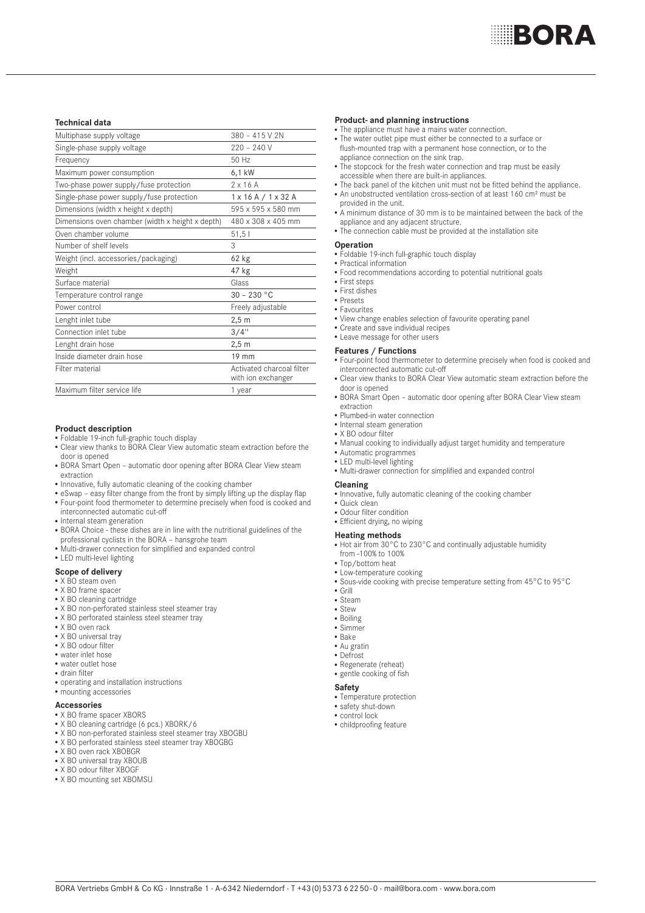**Technical data**

| | |
|---|---|
| Multiphase supply voltage | 380 – 415 V 2N |
| Single-phase supply voltage | 220 – 240 V |
| Frequency | 50 Hz |
| Maximum power consumption | 6,1 kW |
| Two-phase power supply/fuse protection | 2 x 16 A |
| Single-phase power supply/fuse protection | 1 x 16 A / 1 x 32 A |
| Dimensions (width x height x depth) | 595 x 595 x 580 mm |
| Dimensions oven chamber (width x height x depth) | 480 x 308 x 405 mm |
| Oven chamber volume | 51,5 l |
| Number of shelf levels | 3 |
| Weight (incl. accessories/packaging) | 62 kg |
| Weight | 47 kg |
| Surface material | Glass |
| Temperature control range | 30 – 230 °C |
| Power control | Freely adjustable |
| Lenght inlet tube | 2,5 m |
| Connection inlet tube | 3/4'' |
| Lenght drain hose | 2,5 m |
| Inside diameter drain hose | 19 mm |
| Filter material | Activated charcoal filter with ion exchanger |
| Maximum filter service life | 1 year |

**Product description**

- Foldable 19-inch full-graphic touch display
- Clear view thanks to BORA Clear View automatic steam extraction before the door is opened
- BORA Smart Open – automatic door opening after BORA Clear View steam extraction
- Innovative, fully automatic cleaning of the cooking chamber
- eSwap – easy filter change from the front by simply lifting up the display flap
- Four-point food thermometer to determine precisely when food is cooked and interconnected automatic cut-off
- Internal steam generation
- BORA Choice - these dishes are in line with the nutritional guidelines of the professional cyclists in the BORA – hansgrohe team
- Multi-drawer connection for simplified and expanded control
- LED multi-level lighting

**Scope of delivery**

- X BO steam oven
- X BO frame spacer
- X BO cleaning cartridge
- X BO non-perforated stainless steel steamer tray
- X BO perforated stainless steel steamer tray
- X BO oven rack
- X BO universal tray
- X BO odour filter
- water inlet hose
- water outlet hose
- drain filter
- operating and installation instructions
- mounting accessories

**Accessories**

- X BO frame spacer XBORS
- X BO cleaning cartridge (6 pcs.) XBORK/6
- X BO non-perforated stainless steel steamer tray XBOGBU
- X BO perforated stainless steel steamer tray XBOGBG
- X BO oven rack XBOBGR
- X BO universal tray XBOUB
- X BO odour filter XBOGF
- X BO mounting set XBOMSU

**Product- and planning instructions**

- The appliance must have a mains water connection.
- The water outlet pipe must either be connected to a surface or flush-mounted trap with a permanent hose connection, or to the appliance connection on the sink trap.
- The stopcock for the fresh water connection and trap must be easily accessible when there are built-in appliances.
- The back panel of the kitchen unit must not be fitted behind the appliance.
- An unobstructed ventilation cross-section of at least 160 cm² must be provided in the unit.
- A minimum distance of 30 mm is to be maintained between the back of the appliance and any adjacent structure.
- The connection cable must be provided at the installation site

**Operation**

- Foldable 19-inch full-graphic touch display
- Practical information
- Food recommendations according to potential nutritional goals
- First steps
- First dishes
- Presets
- Favourites
- View change enables selection of favourite operating panel
- Create and save individual recipes
- Leave message for other users

**Features / Functions**

- Four-point food thermometer to determine precisely when food is cooked and interconnected automatic cut-off
- Clear view thanks to BORA Clear View automatic steam extraction before the door is opened
- BORA Smart Open – automatic door opening after BORA Clear View steam extraction
- Plumbed-in water connection
- Internal steam generation
- X BO odour filter
- Manual cooking to individually adjust target humidity and temperature
- Automatic programmes
- LED multi-level lighting
- Multi-drawer connection for simplified and expanded control

**Cleaning**

- Innovative, fully automatic cleaning of the cooking chamber
- Quick clean
- Odour filter condition
- Efficient drying, no wiping

**Heating methods**

- Hot air from 30°C to 230°C and continually adjustable humidity from -100% to 100%
- Top/bottom heat
- Low-temperature cooking
- Sous-vide cooking with precise temperature setting from 45°C to 95°C
- Grill
- Steam
- Stew
- Boiling
- Simmer
- Bake
- Au gratin
- Defrost
- Regenerate (reheat)
- gentle cooking of fish

**Safety**

- Temperature protection
- safety shut-down
- control lock
- childproofing feature

BORA Vertriebs GmbH & Co KG · Innstraße 1 · A-6342 Niederndorf · T +43 (0) 53 73 6 22 50 - 0 · mail@bora.com · www.bora.com